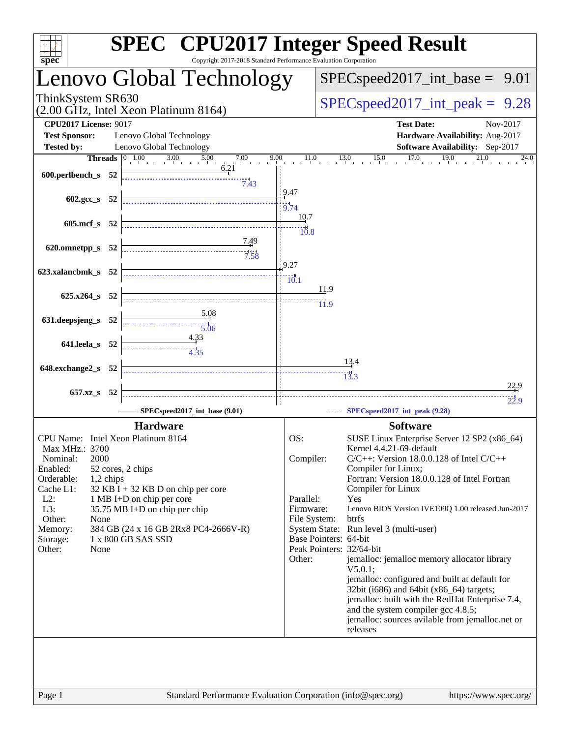# SPEC® CPU2017 Integer Speed Result

Copyright 2017-2018 Standard Performance Evaluation Corporation

## Lenovo Global Technology

ThinkSystem SR630
(2.00 GHz, Intel Xeon Platinum 8164)

**SPECspeed2017_int_base = 9.01**

**SPECspeed2017_int_peak = 9.28**

| | | | |
|---|---|---|---|
| **CPU2017 License:** | 9017 | **Test Date:** | Nov-2017 |
| **Test Sponsor:** | Lenovo Global Technology | **Hardware Availability:** | Aug-2017 |
| **Tested by:** | Lenovo Global Technology | **Software Availability:** | Sep-2017 |

| Benchmark | Threads | SPECspeed2017_int_base (9.01) | SPECspeed2017_int_peak (9.28) |
|---|---|---|---|
| 600.perlbench_s | 52 | 6.21 | 7.43 |
| 602.gcc_s | 52 | 9.47 | 9.74 |
| 605.mcf_s | 52 | 10.7 | 10.8 |
| 620.omnetpp_s | 52 | 7.49 | 7.58 |
| 623.xalancbmk_s | 52 | 9.27 | 10.1 |
| 625.x264_s | 52 | 11.9 | 11.9 |
| 631.deepsjeng_s | 52 | 5.08 | 5.06 |
| 641.leela_s | 52 | 4.33 | 4.35 |
| 648.exchange2_s | 52 | 13.4 | 13.3 |
| 657.xz_s | 52 | 22.9 | 22.9 |

### Hardware

| | |
|---|---|
| CPU Name: | Intel Xeon Platinum 8164 |
| Max MHz.: | 3700 |
| Nominal: | 2000 |
| Enabled: | 52 cores, 2 chips |
| Orderable: | 1,2 chips |
| Cache L1: | 32 KB I + 32 KB D on chip per core |
| L2: | 1 MB I+D on chip per core |
| L3: | 35.75 MB I+D on chip per chip |
| Other: | None |
| Memory: | 384 GB (24 x 16 GB 2Rx8 PC4-2666V-R) |
| Storage: | 1 x 800 GB SAS SSD |
| Other: | None |

### Software

| | |
|---|---|
| OS: | SUSE Linux Enterprise Server 12 SP2 (x86_64) Kernel 4.4.21-69-default |
| Compiler: | C/C++: Version 18.0.0.128 of Intel C/C++ Compiler for Linux; Fortran: Version 18.0.0.128 of Intel Fortran Compiler for Linux |
| Parallel: | Yes |
| Firmware: | Lenovo BIOS Version IVE109Q 1.00 released Jun-2017 |
| File System: | btrfs |
| System State: | Run level 3 (multi-user) |
| Base Pointers: | 64-bit |
| Peak Pointers: | 32/64-bit |
| Other: | jemalloc: jemalloc memory allocator library V5.0.1; jemalloc: configured and built at default for 32bit (i686) and 64bit (x86_64) targets; jemalloc: built with the RedHat Enterprise 7.4, and the system compiler gcc 4.8.5; jemalloc: sources avilable from jemalloc.net or releases |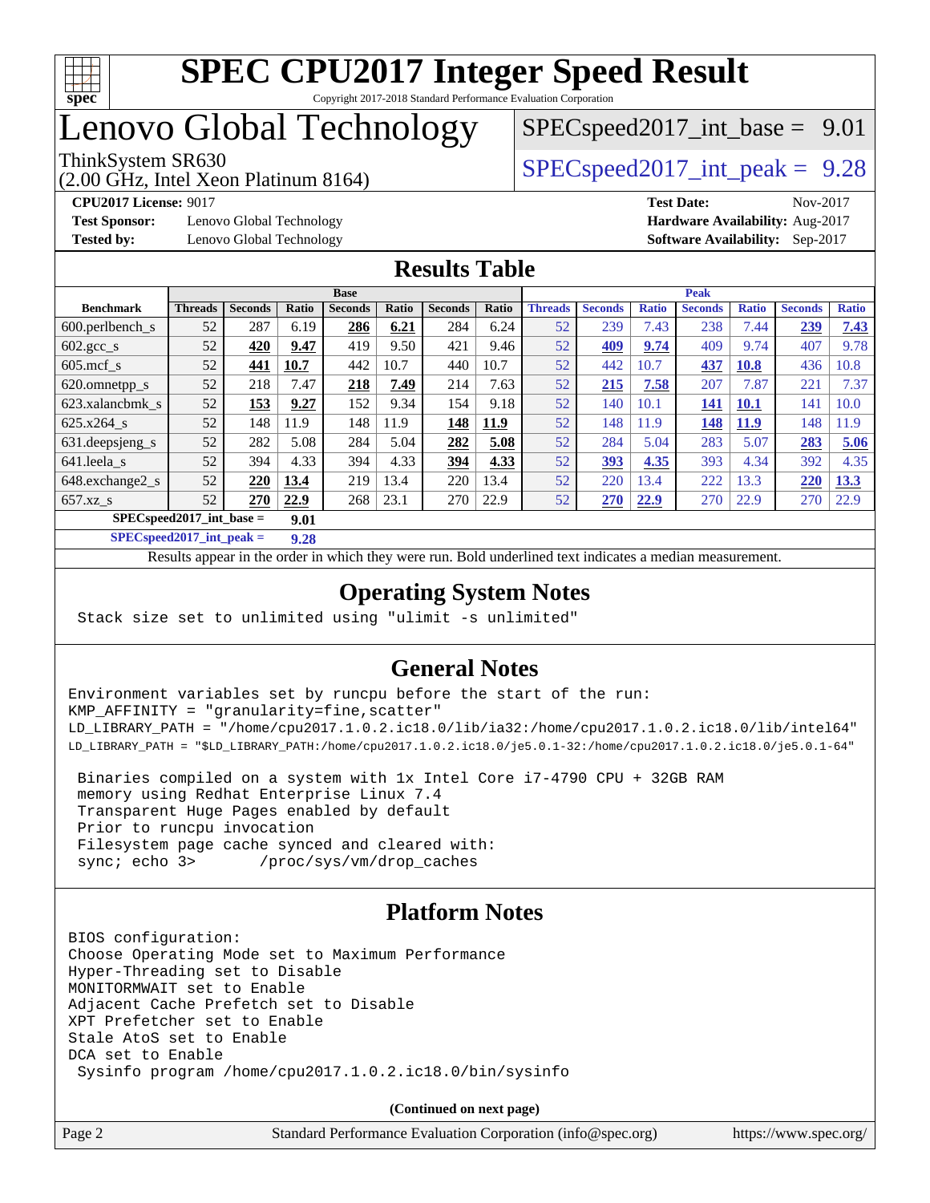# SPEC CPU2017 Integer Speed Result

Copyright 2017-2018 Standard Performance Evaluation Corporation

# Lenovo Global Technology

ThinkSystem SR630
(2.00 GHz, Intel Xeon Platinum 8164)

SPECspeed2017_int_base = 9.01

SPECspeed2017_int_peak = 9.28

**CPU2017 License:** 9017
**Test Sponsor:** Lenovo Global Technology
**Tested by:** Lenovo Global Technology

**Test Date:** Nov-2017
**Hardware Availability:** Aug-2017
**Software Availability:** Sep-2017

## Results Table

| | Base | | | | | | | Peak | | | | | | |
|---|---|---|---|---|---|---|---|---|---|---|---|---|---|---|
| **Benchmark** | **Threads** | **Seconds** | **Ratio** | **Seconds** | **Ratio** | **Seconds** | **Ratio** | **Threads** | **Seconds** | **Ratio** | **Seconds** | **Ratio** | **Seconds** | **Ratio** |
| 600.perlbench_s | 52 | 287 | 6.19 | **286** | **6.21** | 284 | 6.24 | 52 | 239 | 7.43 | 238 | 7.44 | **239** | **7.43** |
| 602.gcc_s | 52 | **420** | **9.47** | 419 | 9.50 | 421 | 9.46 | 52 | **409** | **9.74** | 409 | 9.74 | 407 | 9.78 |
| 605.mcf_s | 52 | **441** | **10.7** | 442 | 10.7 | 440 | 10.7 | 52 | 442 | 10.7 | **437** | **10.8** | 436 | 10.8 |
| 620.omnetpp_s | 52 | 218 | 7.47 | **218** | **7.49** | 214 | 7.63 | 52 | **215** | **7.58** | 207 | 7.87 | 221 | 7.37 |
| 623.xalancbmk_s | 52 | **153** | **9.27** | 152 | 9.34 | 154 | 9.18 | 52 | 140 | 10.1 | **141** | **10.1** | 141 | 10.0 |
| 625.x264_s | 52 | 148 | 11.9 | 148 | 11.9 | **148** | **11.9** | 52 | 148 | 11.9 | **148** | **11.9** | 148 | 11.9 |
| 631.deepsjeng_s | 52 | 282 | 5.08 | 284 | 5.04 | **282** | **5.08** | 52 | 284 | 5.04 | 283 | 5.07 | **283** | **5.06** |
| 641.leela_s | 52 | 394 | 4.33 | 394 | 4.33 | **394** | **4.33** | 52 | **393** | **4.35** | 393 | 4.34 | 392 | 4.35 |
| 648.exchange2_s | 52 | **220** | **13.4** | 219 | 13.4 | 220 | 13.4 | 52 | 220 | 13.4 | 222 | 13.3 | **220** | **13.3** |
| 657.xz_s | 52 | **270** | **22.9** | 268 | 23.1 | 270 | 22.9 | 52 | **270** | **22.9** | 270 | 22.9 | 270 | 22.9 |
| **SPECspeed2017_int_base =** | | **9.01** | | | | | | | | | | | | |
| **SPECspeed2017_int_peak =** | | **9.28** | | | | | | | | | | | | |

Results appear in the order in which they were run. Bold underlined text indicates a median measurement.

## Operating System Notes

```
Stack size set to unlimited using "ulimit -s unlimited"
```

## General Notes

```
Environment variables set by runcpu before the start of the run:
KMP_AFFINITY = "granularity=fine,scatter"
LD_LIBRARY_PATH = "/home/cpu2017.1.0.2.ic18.0/lib/ia32:/home/cpu2017.1.0.2.ic18.0/lib/intel64"
LD_LIBRARY_PATH = "$LD_LIBRARY_PATH:/home/cpu2017.1.0.2.ic18.0/je5.0.1-32:/home/cpu2017.1.0.2.ic18.0/je5.0.1-64"

 Binaries compiled on a system with 1x Intel Core i7-4790 CPU + 32GB RAM
 memory using Redhat Enterprise Linux 7.4
 Transparent Huge Pages enabled by default
 Prior to runcpu invocation
 Filesystem page cache synced and cleared with:
 sync; echo 3>       /proc/sys/vm/drop_caches
```

## Platform Notes

```
BIOS configuration:
Choose Operating Mode set to Maximum Performance
Hyper-Threading set to Disable
MONITORMWAIT set to Enable
Adjacent Cache Prefetch set to Disable
XPT Prefetcher set to Enable
Stale AtoS set to Enable
DCA set to Enable
 Sysinfo program /home/cpu2017.1.0.2.ic18.0/bin/sysinfo
```

**(Continued on next page)**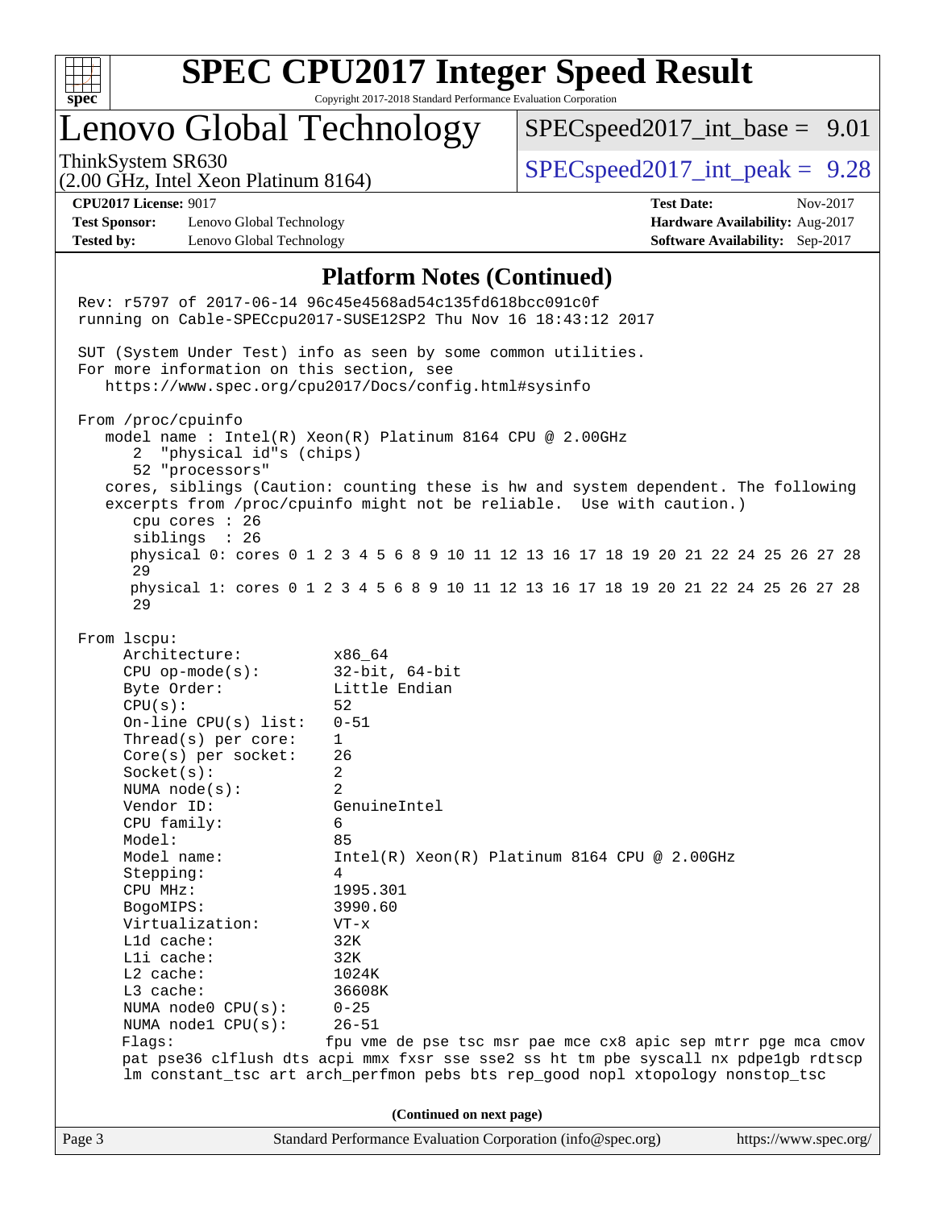## Platform Notes (Continued)

```
Rev: r5797 of 2017-06-14 96c45e4568ad54c135fd618bcc091c0f
running on Cable-SPECcpu2017-SUSE12SP2 Thu Nov 16 18:43:12 2017

SUT (System Under Test) info as seen by some common utilities.
For more information on this section, see
   https://www.spec.org/cpu2017/Docs/config.html#sysinfo

From /proc/cpuinfo
   model name : Intel(R) Xeon(R) Platinum 8164 CPU @ 2.00GHz
      2  "physical id"s (chips)
      52 "processors"
   cores, siblings (Caution: counting these is hw and system dependent. The following
   excerpts from /proc/cpuinfo might not be reliable.  Use with caution.)
      cpu cores : 26
      siblings  : 26
      physical 0: cores 0 1 2 3 4 5 6 8 9 10 11 12 13 16 17 18 19 20 21 22 24 25 26 27 28
      29
      physical 1: cores 0 1 2 3 4 5 6 8 9 10 11 12 13 16 17 18 19 20 21 22 24 25 26 27 28
      29

From lscpu:
     Architecture:          x86_64
     CPU op-mode(s):        32-bit, 64-bit
     Byte Order:            Little Endian
     CPU(s):                52
     On-line CPU(s) list:   0-51
     Thread(s) per core:    1
     Core(s) per socket:    26
     Socket(s):             2
     NUMA node(s):          2
     Vendor ID:             GenuineIntel
     CPU family:            6
     Model:                 85
     Model name:            Intel(R) Xeon(R) Platinum 8164 CPU @ 2.00GHz
     Stepping:              4
     CPU MHz:               1995.301
     BogoMIPS:              3990.60
     Virtualization:        VT-x
     L1d cache:             32K
     L1i cache:             32K
     L2 cache:              1024K
     L3 cache:              36608K
     NUMA node0 CPU(s):     0-25
     NUMA node1 CPU(s):     26-51
     Flags:                 fpu vme de pse tsc msr pae mce cx8 apic sep mtrr pge mca cmov
     pat pse36 clflush dts acpi mmx fxsr sse sse2 ss ht tm pbe syscall nx pdpe1gb rdtscp
     lm constant_tsc art arch_perfmon pebs bts rep_good nopl xtopology nonstop_tsc
```

**(Continued on next page)**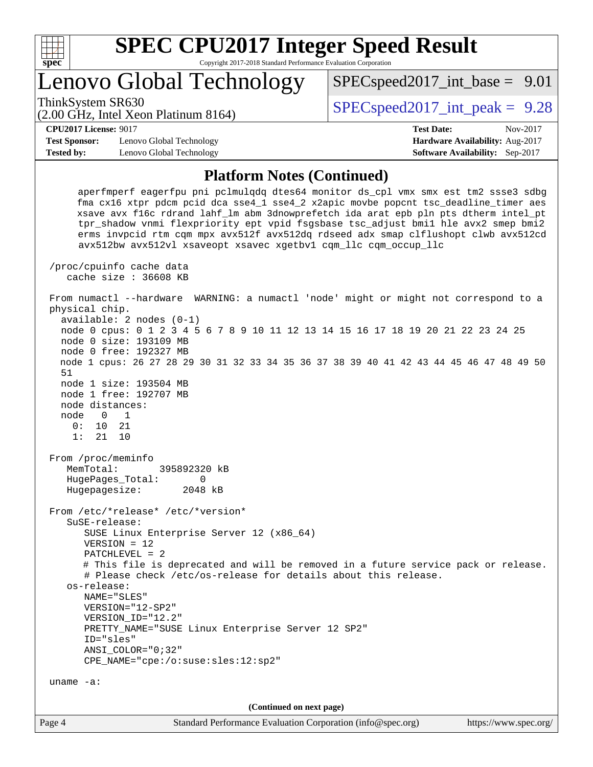## Platform Notes (Continued)

```
     aperfmperf eagerfpu pni pclmulqdq dtes64 monitor ds_cpl vmx smx est tm2 ssse3 sdbg
     fma cx16 xtpr pdcm pcid dca sse4_1 sse4_2 x2apic movbe popcnt tsc_deadline_timer aes
     xsave avx f16c rdrand lahf_lm abm 3dnowprefetch ida arat epb pln pts dtherm intel_pt
     tpr_shadow vnmi flexpriority ept vpid fsgsbase tsc_adjust bmi1 hle avx2 smep bmi2
     erms invpcid rtm cqm mpx avx512f avx512dq rdseed adx smap clflushopt clwb avx512cd
     avx512bw avx512vl xsaveopt xsavec xgetbv1 cqm_llc cqm_occup_llc

 /proc/cpuinfo cache data
    cache size : 36608 KB

 From numactl --hardware  WARNING: a numactl 'node' might or might not correspond to a
 physical chip.
   available: 2 nodes (0-1)
   node 0 cpus: 0 1 2 3 4 5 6 7 8 9 10 11 12 13 14 15 16 17 18 19 20 21 22 23 24 25
   node 0 size: 193109 MB
   node 0 free: 192327 MB
   node 1 cpus: 26 27 28 29 30 31 32 33 34 35 36 37 38 39 40 41 42 43 44 45 46 47 48 49 50
   51
   node 1 size: 193504 MB
   node 1 free: 192707 MB
   node distances:
   node   0   1
     0:  10  21
     1:  21  10

 From /proc/meminfo
    MemTotal:       395892320 kB
    HugePages_Total:       0
    Hugepagesize:       2048 kB

 From /etc/*release* /etc/*version*
    SuSE-release:
       SUSE Linux Enterprise Server 12 (x86_64)
       VERSION = 12
       PATCHLEVEL = 2
       # This file is deprecated and will be removed in a future service pack or release.
       # Please check /etc/os-release for details about this release.
    os-release:
       NAME="SLES"
       VERSION="12-SP2"
       VERSION_ID="12.2"
       PRETTY_NAME="SUSE Linux Enterprise Server 12 SP2"
       ID="sles"
       ANSI_COLOR="0;32"
       CPE_NAME="cpe:/o:suse:sles:12:sp2"

 uname -a:
```

(Continued on next page)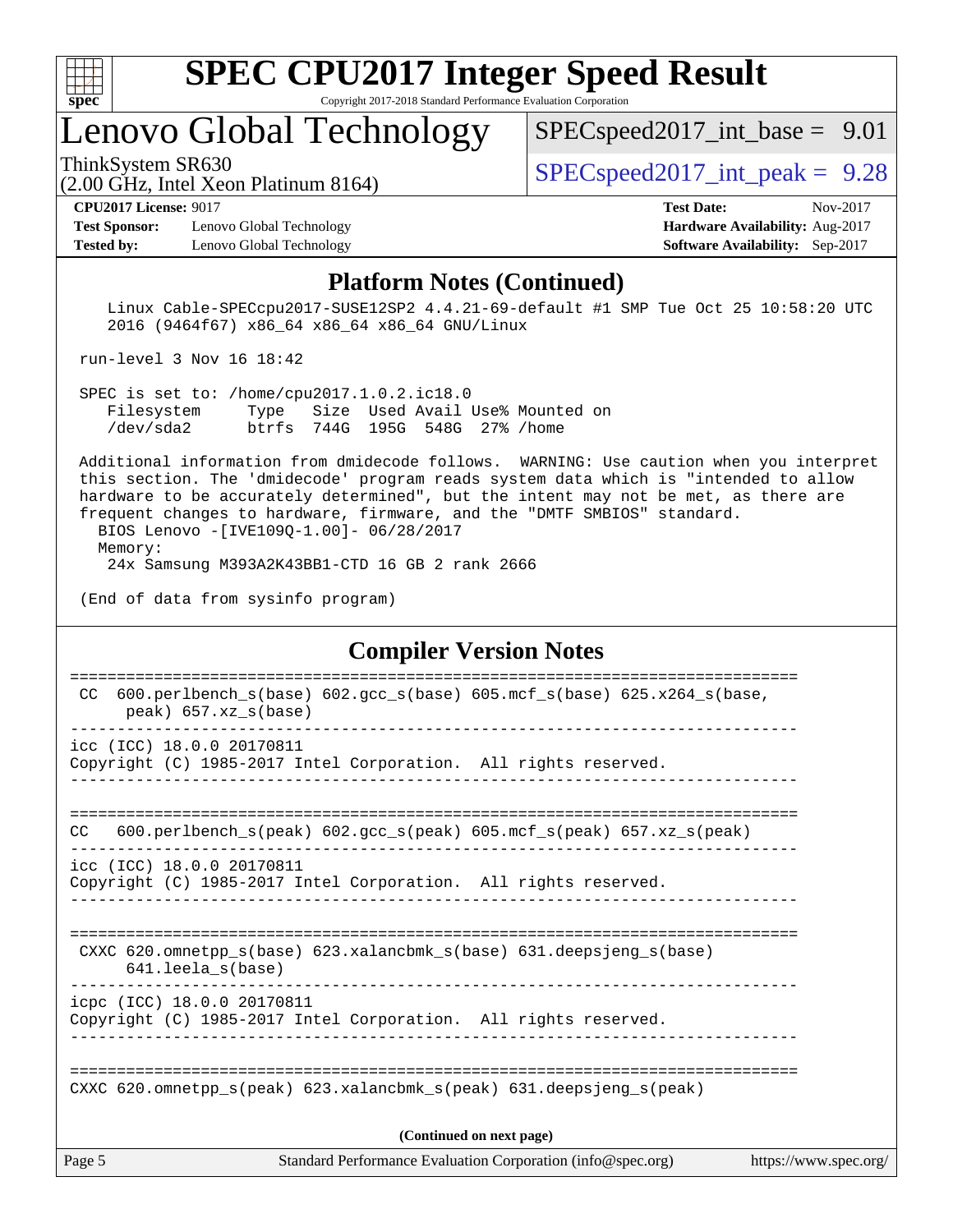# SPEC CPU2017 Integer Speed Result

Copyright 2017-2018 Standard Performance Evaluation Corporation

## Lenovo Global Technology

ThinkSystem SR630
(2.00 GHz, Intel Xeon Platinum 8164)

SPECspeed2017_int_base = 9.01

SPECspeed2017_int_peak = 9.28

**CPU2017 License:** 9017
**Test Sponsor:** Lenovo Global Technology
**Tested by:** Lenovo Global Technology

**Test Date:** Nov-2017
**Hardware Availability:** Aug-2017
**Software Availability:** Sep-2017

### Platform Notes (Continued)

```
    Linux Cable-SPECcpu2017-SUSE12SP2 4.4.21-69-default #1 SMP Tue Oct 25 10:58:20 UTC
    2016 (9464f67) x86_64 x86_64 x86_64 GNU/Linux

 run-level 3 Nov 16 18:42

 SPEC is set to: /home/cpu2017.1.0.2.ic18.0
    Filesystem     Type   Size  Used Avail Use% Mounted on
    /dev/sda2      btrfs  744G  195G  548G  27% /home

 Additional information from dmidecode follows.  WARNING: Use caution when you interpret
 this section. The 'dmidecode' program reads system data which is "intended to allow
 hardware to be accurately determined", but the intent may not be met, as there are
 frequent changes to hardware, firmware, and the "DMTF SMBIOS" standard.
   BIOS Lenovo -[IVE109Q-1.00]- 06/28/2017
   Memory:
    24x Samsung M393A2K43BB1-CTD 16 GB 2 rank 2666

 (End of data from sysinfo program)
```

### Compiler Version Notes

```
==============================================================================
 CC  600.perlbench_s(base) 602.gcc_s(base) 605.mcf_s(base) 625.x264_s(base,
      peak) 657.xz_s(base)
------------------------------------------------------------------------------
icc (ICC) 18.0.0 20170811
Copyright (C) 1985-2017 Intel Corporation.  All rights reserved.
------------------------------------------------------------------------------

==============================================================================
CC   600.perlbench_s(peak) 602.gcc_s(peak) 605.mcf_s(peak) 657.xz_s(peak)
------------------------------------------------------------------------------
icc (ICC) 18.0.0 20170811
Copyright (C) 1985-2017 Intel Corporation.  All rights reserved.
------------------------------------------------------------------------------

==============================================================================
 CXXC 620.omnetpp_s(base) 623.xalancbmk_s(base) 631.deepsjeng_s(base)
      641.leela_s(base)
------------------------------------------------------------------------------
icpc (ICC) 18.0.0 20170811
Copyright (C) 1985-2017 Intel Corporation.  All rights reserved.
------------------------------------------------------------------------------

==============================================================================
CXXC 620.omnetpp_s(peak) 623.xalancbmk_s(peak) 631.deepsjeng_s(peak)
```

(Continued on next page)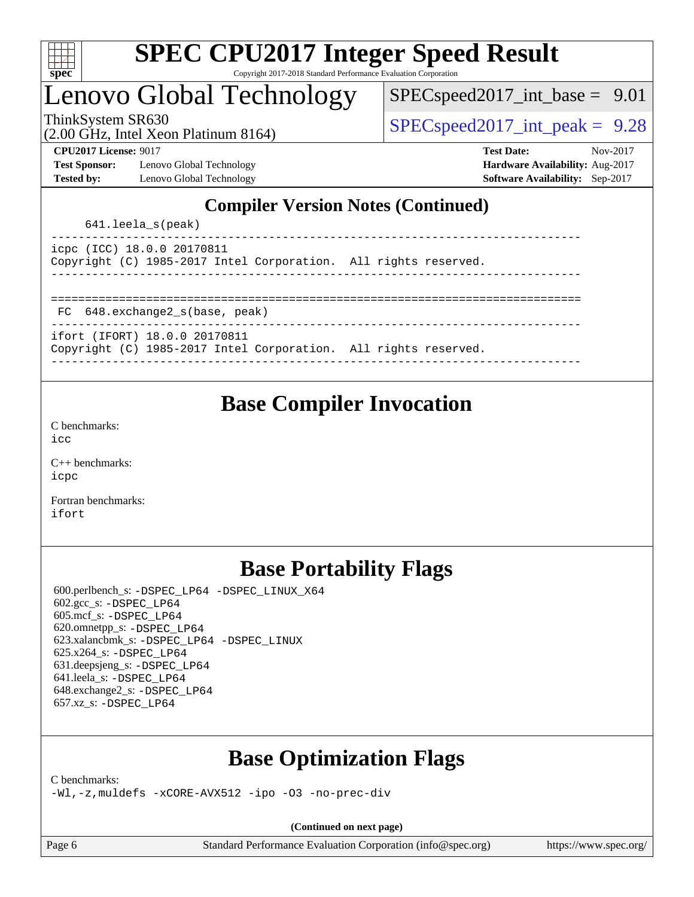## Compiler Version Notes (Continued)

```
     641.leela_s(peak)
------------------------------------------------------------------------------
icpc (ICC) 18.0.0 20170811
Copyright (C) 1985-2017 Intel Corporation.  All rights reserved.
------------------------------------------------------------------------------

==============================================================================
 FC  648.exchange2_s(base, peak)
------------------------------------------------------------------------------
ifort (IFORT) 18.0.0 20170811
Copyright (C) 1985-2017 Intel Corporation.  All rights reserved.
------------------------------------------------------------------------------
```

## Base Compiler Invocation

C benchmarks:
icc

C++ benchmarks:
icpc

Fortran benchmarks:
ifort

## Base Portability Flags

600.perlbench_s: -DSPEC_LP64 -DSPEC_LINUX_X64
602.gcc_s: -DSPEC_LP64
605.mcf_s: -DSPEC_LP64
620.omnetpp_s: -DSPEC_LP64
623.xalancbmk_s: -DSPEC_LP64 -DSPEC_LINUX
625.x264_s: -DSPEC_LP64
631.deepsjeng_s: -DSPEC_LP64
641.leela_s: -DSPEC_LP64
648.exchange2_s: -DSPEC_LP64
657.xz_s: -DSPEC_LP64

## Base Optimization Flags

C benchmarks:
-Wl,-z,muldefs -xCORE-AVX512 -ipo -O3 -no-prec-div

**(Continued on next page)**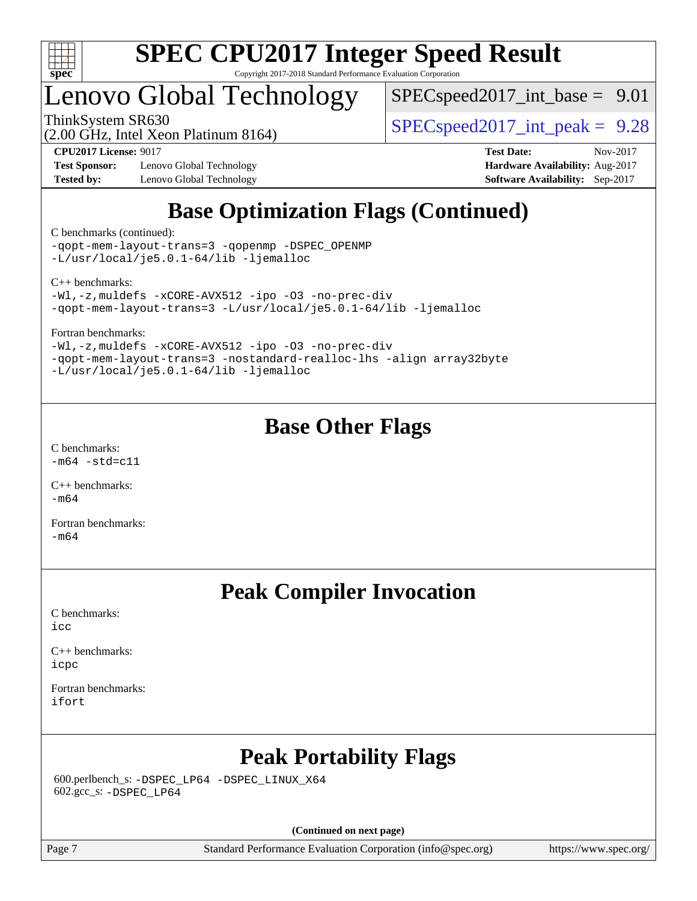## Base Optimization Flags (Continued)

C benchmarks (continued):
```
-qopt-mem-layout-trans=3 -qopenmp -DSPEC_OPENMP
-L/usr/local/je5.0.1-64/lib -ljemalloc
```

C++ benchmarks:
```
-Wl,-z,muldefs -xCORE-AVX512 -ipo -O3 -no-prec-div
-qopt-mem-layout-trans=3 -L/usr/local/je5.0.1-64/lib -ljemalloc
```

Fortran benchmarks:
```
-Wl,-z,muldefs -xCORE-AVX512 -ipo -O3 -no-prec-div
-qopt-mem-layout-trans=3 -nostandard-realloc-lhs -align array32byte
-L/usr/local/je5.0.1-64/lib -ljemalloc
```

## Base Other Flags

C benchmarks:
```
-m64 -std=c11
```

C++ benchmarks:
```
-m64
```

Fortran benchmarks:
```
-m64
```

## Peak Compiler Invocation

C benchmarks:
```
icc
```

C++ benchmarks:
```
icpc
```

Fortran benchmarks:
```
ifort
```

## Peak Portability Flags

600.perlbench_s: `-DSPEC_LP64 -DSPEC_LINUX_X64`
602.gcc_s: `-DSPEC_LP64`

**(Continued on next page)**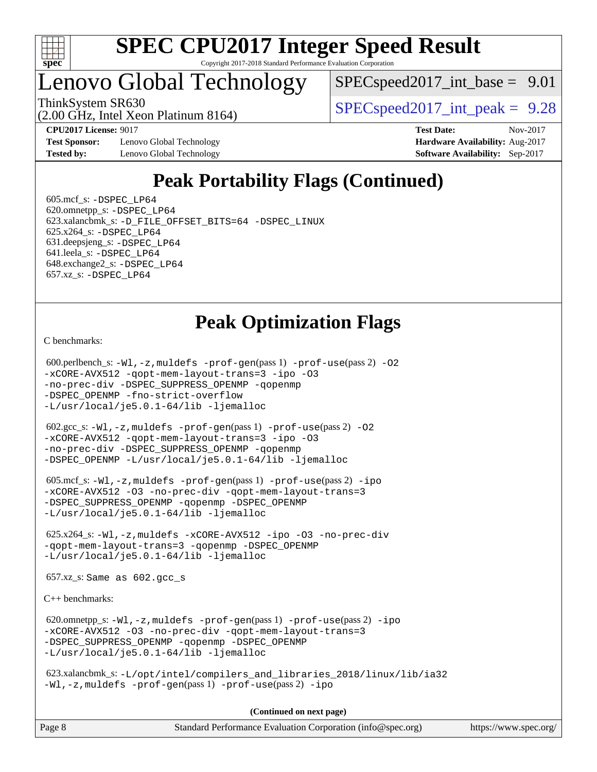## Peak Portability Flags (Continued)

605.mcf_s: -DSPEC_LP64
620.omnetpp_s: -DSPEC_LP64
623.xalancbmk_s: -D_FILE_OFFSET_BITS=64 -DSPEC_LINUX
625.x264_s: -DSPEC_LP64
631.deepsjeng_s: -DSPEC_LP64
641.leela_s: -DSPEC_LP64
648.exchange2_s: -DSPEC_LP64
657.xz_s: -DSPEC_LP64

## Peak Optimization Flags

C benchmarks:

600.perlbench_s: -Wl,-z,muldefs -prof-gen(pass 1) -prof-use(pass 2) -O2 -xCORE-AVX512 -qopt-mem-layout-trans=3 -ipo -O3 -no-prec-div -DSPEC_SUPPRESS_OPENMP -qopenmp -DSPEC_OPENMP -fno-strict-overflow -L/usr/local/je5.0.1-64/lib -ljemalloc

602.gcc_s: -Wl,-z,muldefs -prof-gen(pass 1) -prof-use(pass 2) -O2 -xCORE-AVX512 -qopt-mem-layout-trans=3 -ipo -O3 -no-prec-div -DSPEC_SUPPRESS_OPENMP -qopenmp -DSPEC_OPENMP -L/usr/local/je5.0.1-64/lib -ljemalloc

605.mcf_s: -Wl,-z,muldefs -prof-gen(pass 1) -prof-use(pass 2) -ipo -xCORE-AVX512 -O3 -no-prec-div -qopt-mem-layout-trans=3 -DSPEC_SUPPRESS_OPENMP -qopenmp -DSPEC_OPENMP -L/usr/local/je5.0.1-64/lib -ljemalloc

625.x264_s: -Wl,-z,muldefs -xCORE-AVX512 -ipo -O3 -no-prec-div -qopt-mem-layout-trans=3 -qopenmp -DSPEC_OPENMP -L/usr/local/je5.0.1-64/lib -ljemalloc

657.xz_s: Same as 602.gcc_s

C++ benchmarks:

620.omnetpp_s: -Wl,-z,muldefs -prof-gen(pass 1) -prof-use(pass 2) -ipo -xCORE-AVX512 -O3 -no-prec-div -qopt-mem-layout-trans=3 -DSPEC_SUPPRESS_OPENMP -qopenmp -DSPEC_OPENMP -L/usr/local/je5.0.1-64/lib -ljemalloc

623.xalancbmk_s: -L/opt/intel/compilers_and_libraries_2018/linux/lib/ia32 -Wl,-z,muldefs -prof-gen(pass 1) -prof-use(pass 2) -ipo

**(Continued on next page)**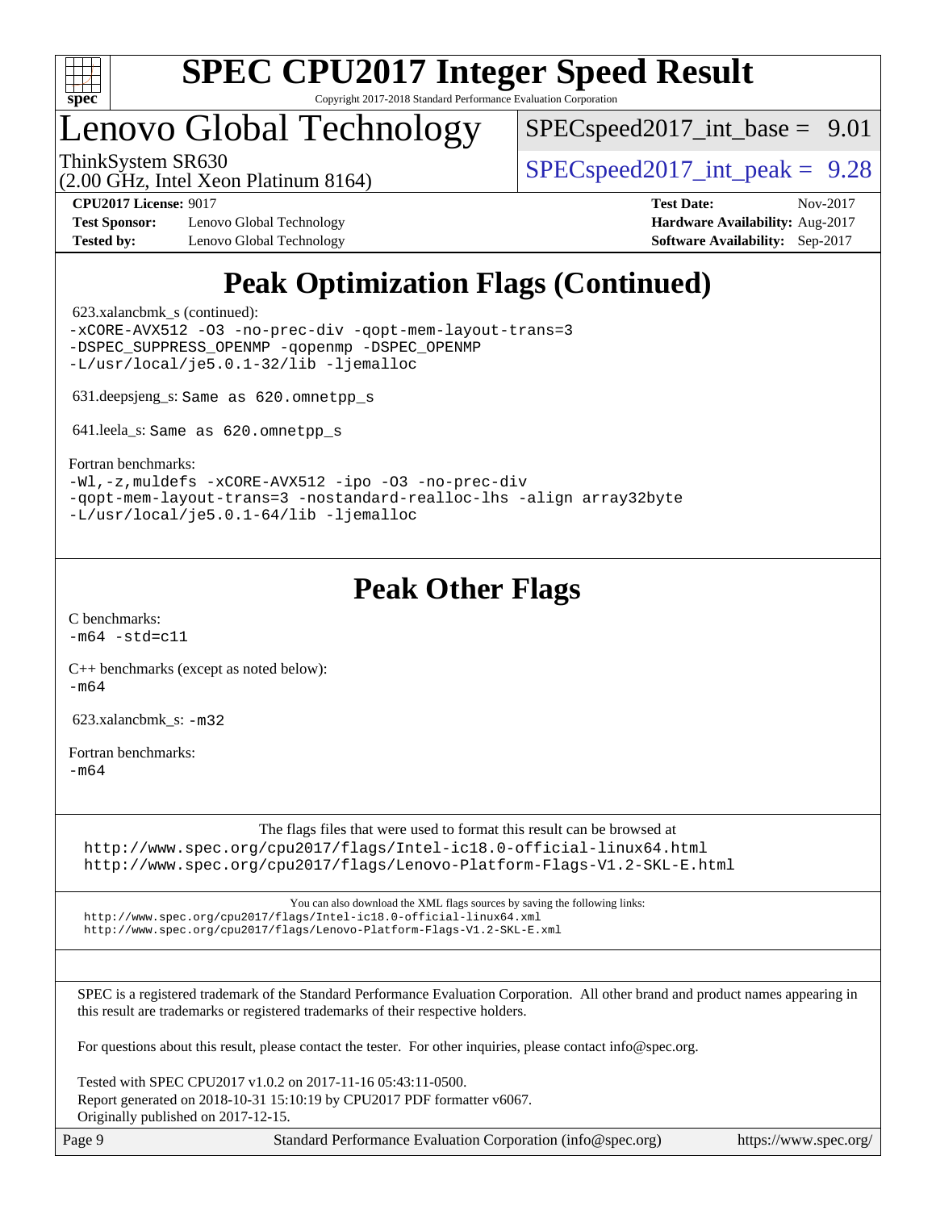## Peak Optimization Flags (Continued)

623.xalancbmk_s (continued):
-xCORE-AVX512 -O3 -no-prec-div -qopt-mem-layout-trans=3
-DSPEC_SUPPRESS_OPENMP -qopenmp -DSPEC_OPENMP
-L/usr/local/je5.0.1-32/lib -ljemalloc

631.deepsjeng_s: Same as 620.omnetpp_s

641.leela_s: Same as 620.omnetpp_s

Fortran benchmarks:
-Wl,-z,muldefs -xCORE-AVX512 -ipo -O3 -no-prec-div
-qopt-mem-layout-trans=3 -nostandard-realloc-lhs -align array32byte
-L/usr/local/je5.0.1-64/lib -ljemalloc

## Peak Other Flags

C benchmarks:
-m64 -std=c11

C++ benchmarks (except as noted below):
-m64

623.xalancbmk_s: -m32

Fortran benchmarks:
-m64

The flags files that were used to format this result can be browsed at
http://www.spec.org/cpu2017/flags/Intel-ic18.0-official-linux64.html
http://www.spec.org/cpu2017/flags/Lenovo-Platform-Flags-V1.2-SKL-E.html

You can also download the XML flags sources by saving the following links:
http://www.spec.org/cpu2017/flags/Intel-ic18.0-official-linux64.xml
http://www.spec.org/cpu2017/flags/Lenovo-Platform-Flags-V1.2-SKL-E.xml

SPEC is a registered trademark of the Standard Performance Evaluation Corporation. All other brand and product names appearing in this result are trademarks or registered trademarks of their respective holders.

For questions about this result, please contact the tester. For other inquiries, please contact info@spec.org.

Tested with SPEC CPU2017 v1.0.2 on 2017-11-16 05:43:11-0500.
Report generated on 2018-10-31 15:10:19 by CPU2017 PDF formatter v6067.
Originally published on 2017-12-15.